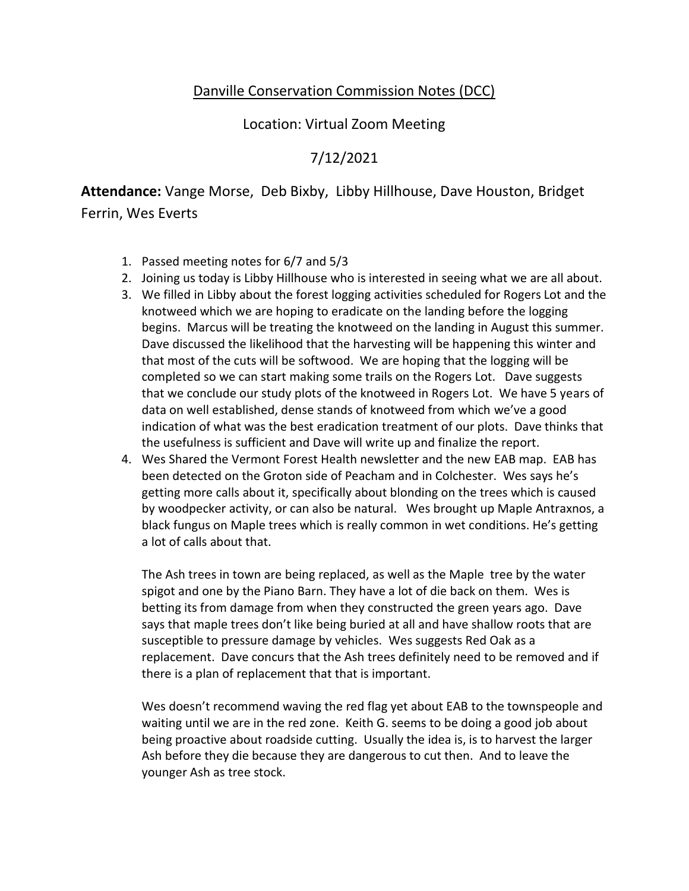# Danville Conservation Commission Notes (DCC)

Location: Virtual Zoom Meeting

7/12/2021

**Attendance:** Vange Morse, Deb Bixby, Libby Hillhouse, Dave Houston, Bridget Ferrin, Wes Everts

1. Passed meeting notes for 6/7 and 5/3
2. Joining us today is Libby Hillhouse who is interested in seeing what we are all about.
3. We filled in Libby about the forest logging activities scheduled for Rogers Lot and the knotweed which we are hoping to eradicate on the landing before the logging begins. Marcus will be treating the knotweed on the landing in August this summer. Dave discussed the likelihood that the harvesting will be happening this winter and that most of the cuts will be softwood. We are hoping that the logging will be completed so we can start making some trails on the Rogers Lot. Dave suggests that we conclude our study plots of the knotweed in Rogers Lot. We have 5 years of data on well established, dense stands of knotweed from which we've a good indication of what was the best eradication treatment of our plots. Dave thinks that the usefulness is sufficient and Dave will write up and finalize the report.
4. Wes Shared the Vermont Forest Health newsletter and the new EAB map. EAB has been detected on the Groton side of Peacham and in Colchester. Wes says he's getting more calls about it, specifically about blonding on the trees which is caused by woodpecker activity, or can also be natural. Wes brought up Maple Antraxnos, a black fungus on Maple trees which is really common in wet conditions. He's getting a lot of calls about that.

   The Ash trees in town are being replaced, as well as the Maple tree by the water spigot and one by the Piano Barn. They have a lot of die back on them. Wes is betting its from damage from when they constructed the green years ago. Dave says that maple trees don't like being buried at all and have shallow roots that are susceptible to pressure damage by vehicles. Wes suggests Red Oak as a replacement. Dave concurs that the Ash trees definitely need to be removed and if there is a plan of replacement that that is important.

   Wes doesn't recommend waving the red flag yet about EAB to the townspeople and waiting until we are in the red zone. Keith G. seems to be doing a good job about being proactive about roadside cutting. Usually the idea is, is to harvest the larger Ash before they die because they are dangerous to cut then. And to leave the younger Ash as tree stock.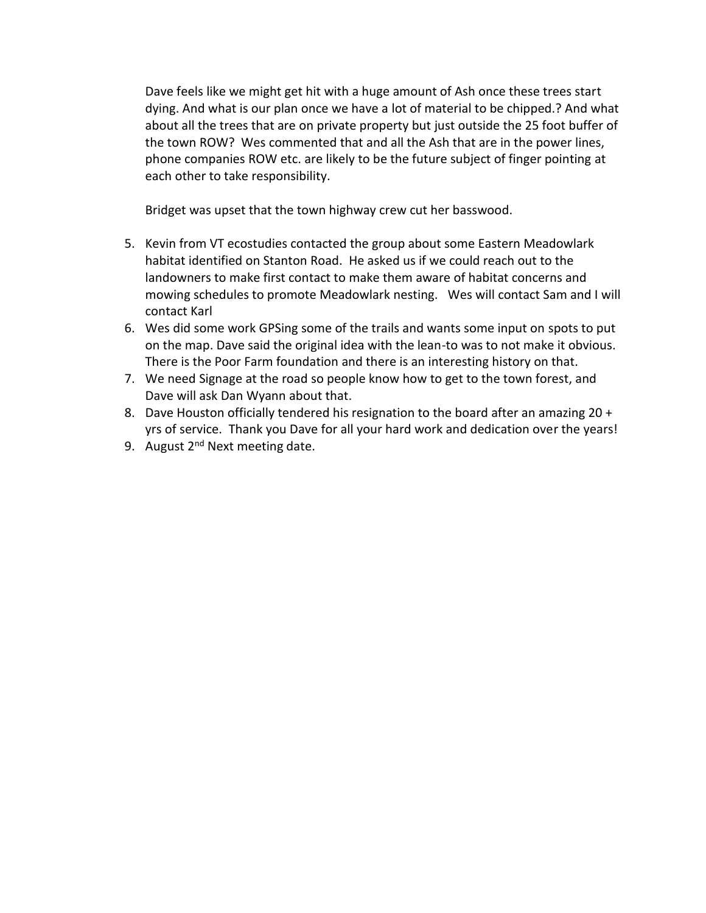Dave feels like we might get hit with a huge amount of Ash once these trees start dying. And what is our plan once we have a lot of material to be chipped.? And what about all the trees that are on private property but just outside the 25 foot buffer of the town ROW? Wes commented that and all the Ash that are in the power lines, phone companies ROW etc. are likely to be the future subject of finger pointing at each other to take responsibility.

Bridget was upset that the town highway crew cut her basswood.

5. Kevin from VT ecostudies contacted the group about some Eastern Meadowlark habitat identified on Stanton Road. He asked us if we could reach out to the landowners to make first contact to make them aware of habitat concerns and mowing schedules to promote Meadowlark nesting. Wes will contact Sam and I will contact Karl
6. Wes did some work GPSing some of the trails and wants some input on spots to put on the map. Dave said the original idea with the lean-to was to not make it obvious. There is the Poor Farm foundation and there is an interesting history on that.
7. We need Signage at the road so people know how to get to the town forest, and Dave will ask Dan Wyann about that.
8. Dave Houston officially tendered his resignation to the board after an amazing 20 + yrs of service. Thank you Dave for all your hard work and dedication over the years!
9. August 2nd Next meeting date.